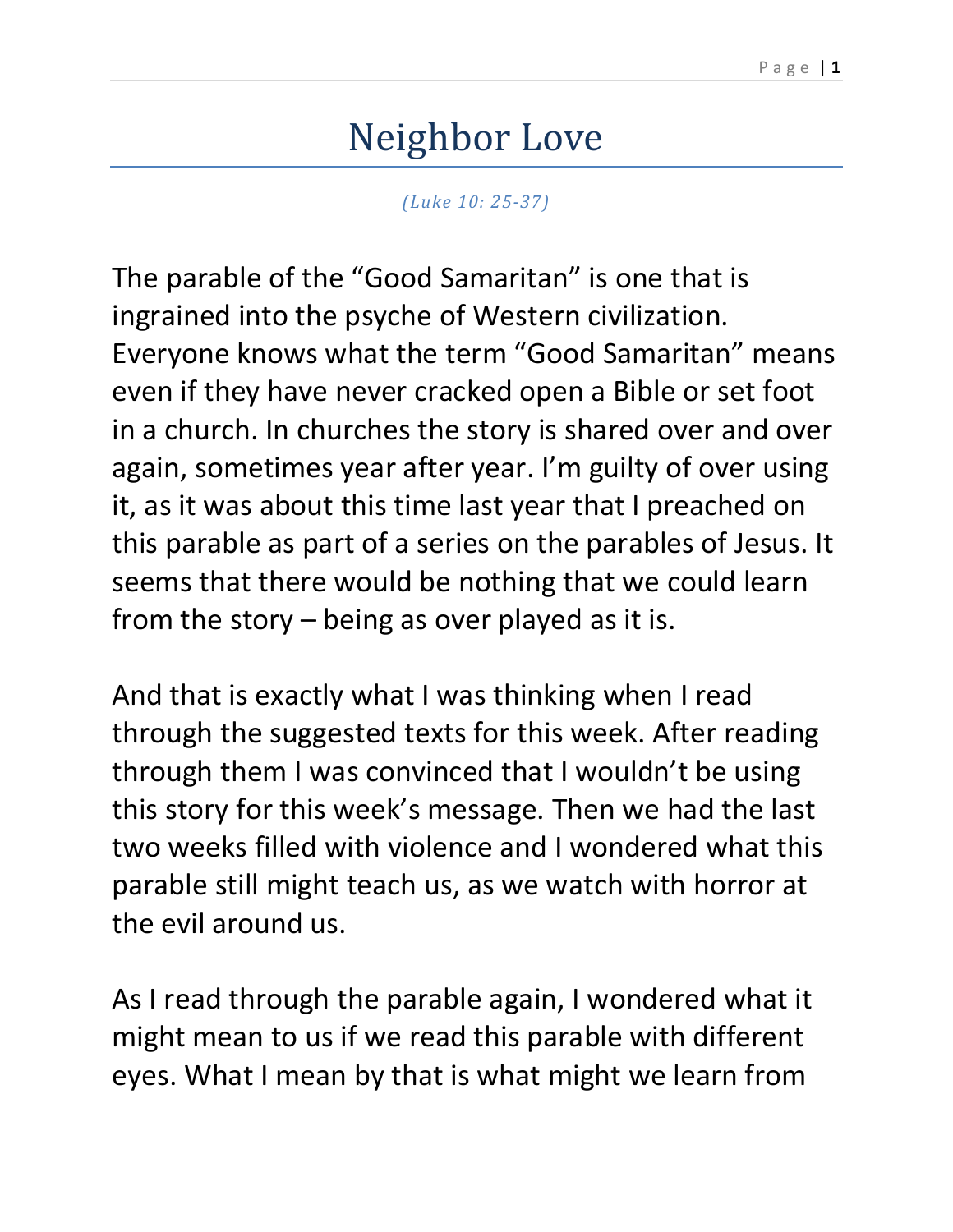# Neighbor Love

*(Luke 10: 25-37)*

The parable of the "Good Samaritan" is one that is ingrained into the psyche of Western civilization. Everyone knows what the term "Good Samaritan" means even if they have never cracked open a Bible or set foot in a church. In churches the story is shared over and over again, sometimes year after year. I'm guilty of over using it, as it was about this time last year that I preached on this parable as part of a series on the parables of Jesus. It seems that there would be nothing that we could learn from the story – being as over played as it is.

And that is exactly what I was thinking when I read through the suggested texts for this week. After reading through them I was convinced that I wouldn't be using this story for this week's message. Then we had the last two weeks filled with violence and I wondered what this parable still might teach us, as we watch with horror at the evil around us.

As I read through the parable again, I wondered what it might mean to us if we read this parable with different eyes. What I mean by that is what might we learn from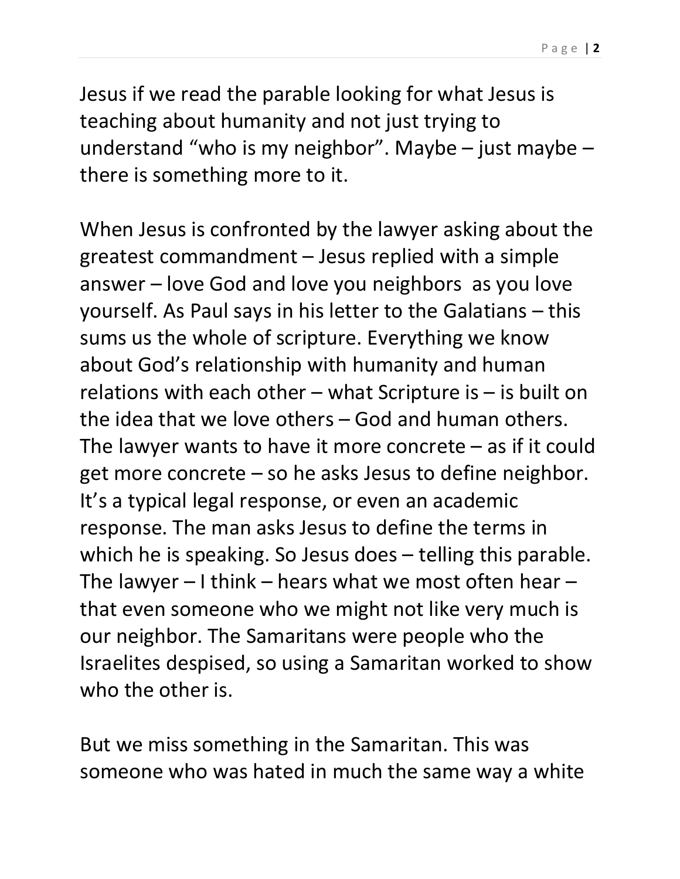Jesus if we read the parable looking for what Jesus is teaching about humanity and not just trying to understand "who is my neighbor". Maybe – just maybe – there is something more to it.

When Jesus is confronted by the lawyer asking about the greatest commandment – Jesus replied with a simple answer – love God and love you neighbors  as you love yourself. As Paul says in his letter to the Galatians – this sums us the whole of scripture. Everything we know about God's relationship with humanity and human relations with each other – what Scripture is – is built on the idea that we love others – God and human others. The lawyer wants to have it more concrete – as if it could get more concrete – so he asks Jesus to define neighbor. It's a typical legal response, or even an academic response. The man asks Jesus to define the terms in which he is speaking. So Jesus does – telling this parable. The lawyer – I think – hears what we most often hear – that even someone who we might not like very much is our neighbor. The Samaritans were people who the Israelites despised, so using a Samaritan worked to show who the other is.

But we miss something in the Samaritan. This was someone who was hated in much the same way a white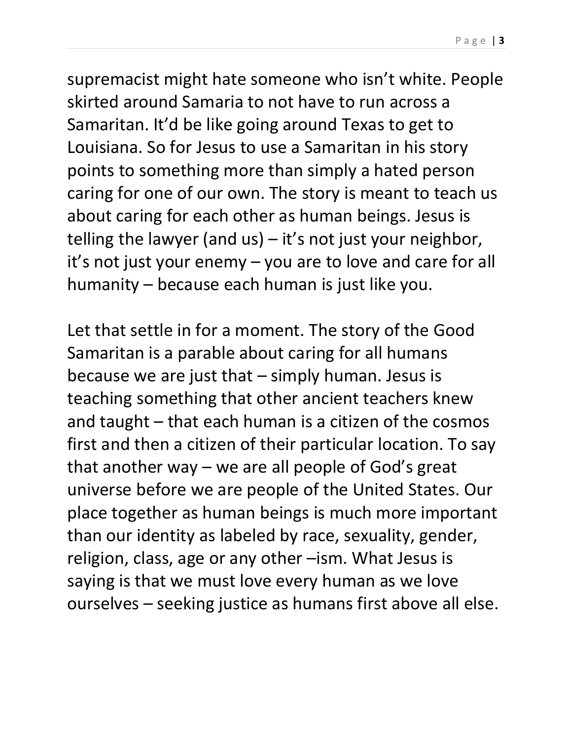supremacist might hate someone who isn't white. People skirted around Samaria to not have to run across a Samaritan. It'd be like going around Texas to get to Louisiana. So for Jesus to use a Samaritan in his story points to something more than simply a hated person caring for one of our own. The story is meant to teach us about caring for each other as human beings. Jesus is telling the lawyer (and us) – it's not just your neighbor, it's not just your enemy – you are to love and care for all humanity – because each human is just like you.

Let that settle in for a moment. The story of the Good Samaritan is a parable about caring for all humans because we are just that – simply human. Jesus is teaching something that other ancient teachers knew and taught – that each human is a citizen of the cosmos first and then a citizen of their particular location. To say that another way – we are all people of God's great universe before we are people of the United States. Our place together as human beings is much more important than our identity as labeled by race, sexuality, gender, religion, class, age or any other –ism. What Jesus is saying is that we must love every human as we love ourselves – seeking justice as humans first above all else.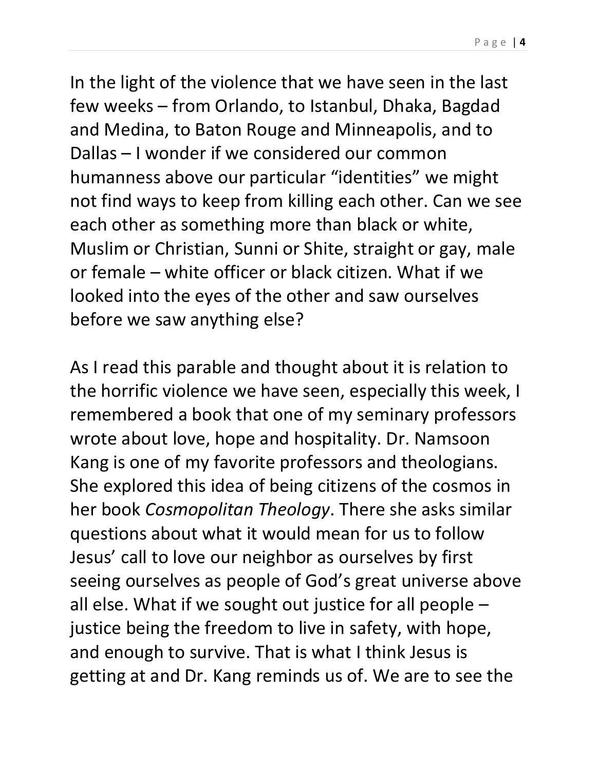In the light of the violence that we have seen in the last few weeks – from Orlando, to Istanbul, Dhaka, Bagdad and Medina, to Baton Rouge and Minneapolis, and to Dallas – I wonder if we considered our common humanness above our particular "identities" we might not find ways to keep from killing each other. Can we see each other as something more than black or white, Muslim or Christian, Sunni or Shite, straight or gay, male or female – white officer or black citizen. What if we looked into the eyes of the other and saw ourselves before we saw anything else?

As I read this parable and thought about it is relation to the horrific violence we have seen, especially this week, I remembered a book that one of my seminary professors wrote about love, hope and hospitality. Dr. Namsoon Kang is one of my favorite professors and theologians. She explored this idea of being citizens of the cosmos in her book *Cosmopolitan Theology*. There she asks similar questions about what it would mean for us to follow Jesus' call to love our neighbor as ourselves by first seeing ourselves as people of God's great universe above all else. What if we sought out justice for all people – justice being the freedom to live in safety, with hope, and enough to survive. That is what I think Jesus is getting at and Dr. Kang reminds us of. We are to see the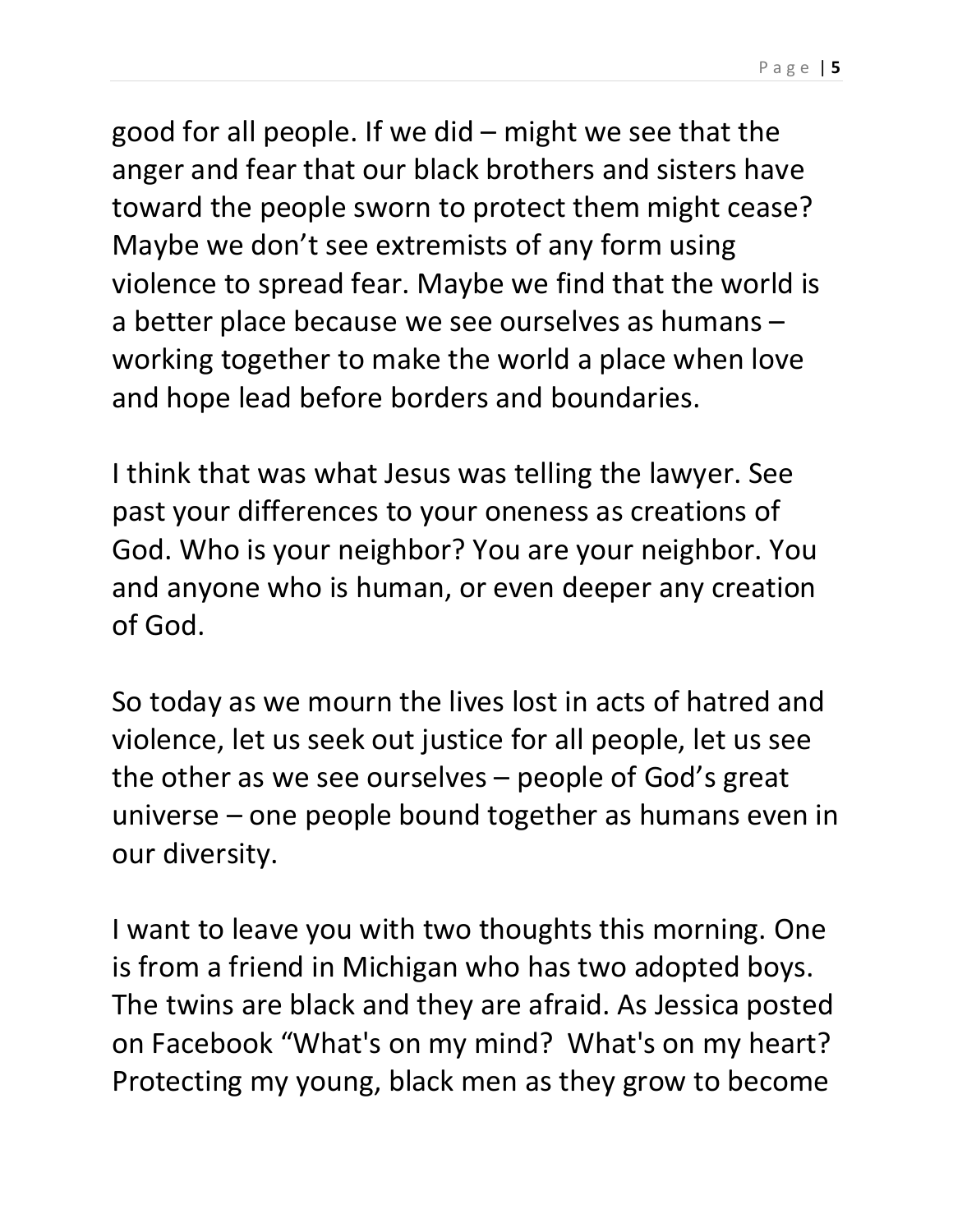good for all people. If we did – might we see that the anger and fear that our black brothers and sisters have toward the people sworn to protect them might cease? Maybe we don't see extremists of any form using violence to spread fear. Maybe we find that the world is a better place because we see ourselves as humans – working together to make the world a place when love and hope lead before borders and boundaries.

I think that was what Jesus was telling the lawyer. See past your differences to your oneness as creations of God. Who is your neighbor? You are your neighbor. You and anyone who is human, or even deeper any creation of God.

So today as we mourn the lives lost in acts of hatred and violence, let us seek out justice for all people, let us see the other as we see ourselves – people of God's great universe – one people bound together as humans even in our diversity.

I want to leave you with two thoughts this morning. One is from a friend in Michigan who has two adopted boys. The twins are black and they are afraid. As Jessica posted on Facebook "What's on my mind? What's on my heart? Protecting my young, black men as they grow to become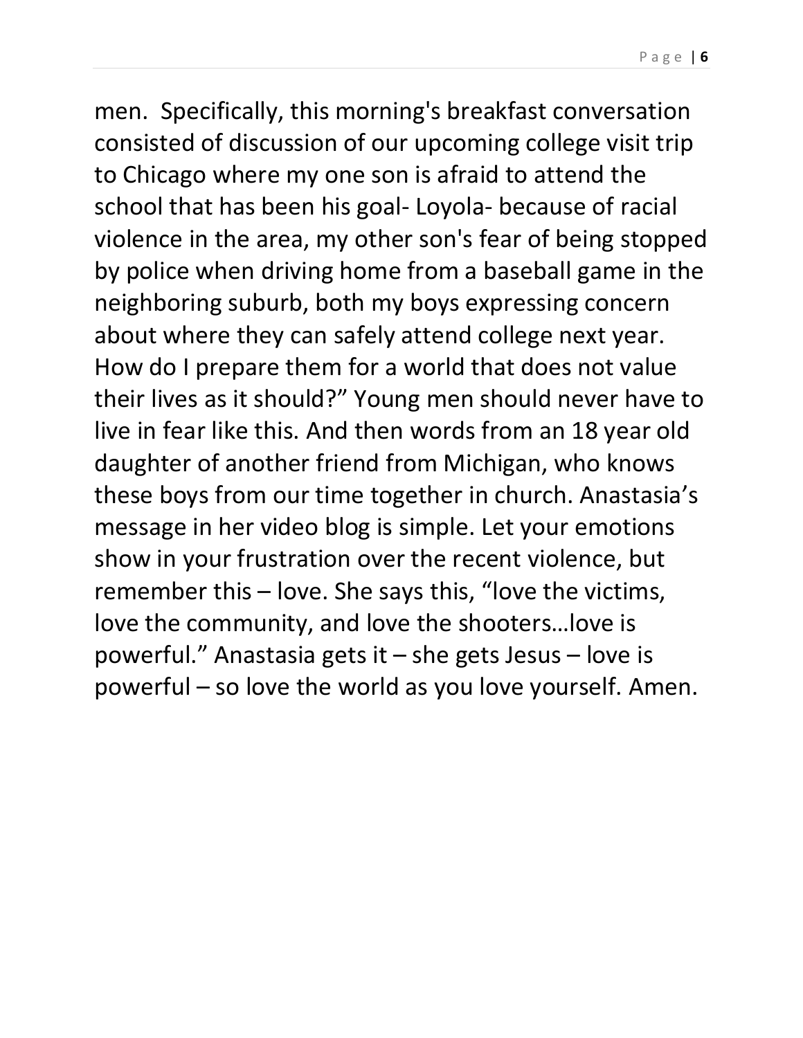men. Specifically, this morning's breakfast conversation consisted of discussion of our upcoming college visit trip to Chicago where my one son is afraid to attend the school that has been his goal- Loyola- because of racial violence in the area, my other son's fear of being stopped by police when driving home from a baseball game in the neighboring suburb, both my boys expressing concern about where they can safely attend college next year. How do I prepare them for a world that does not value their lives as it should?" Young men should never have to live in fear like this. And then words from an 18 year old daughter of another friend from Michigan, who knows these boys from our time together in church. Anastasia's message in her video blog is simple. Let your emotions show in your frustration over the recent violence, but remember this – love. She says this, "love the victims, love the community, and love the shooters…love is powerful." Anastasia gets it – she gets Jesus – love is powerful – so love the world as you love yourself. Amen.